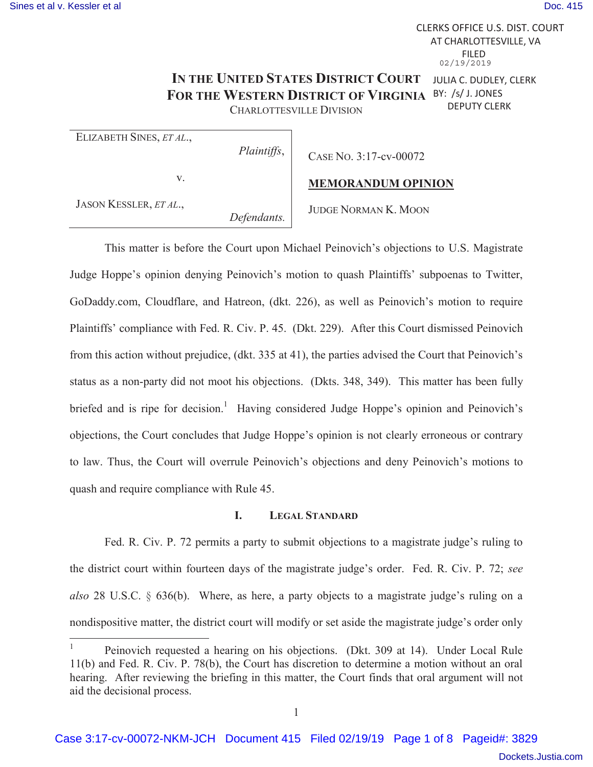CLERKS OFFICE U.S. DIST. COURT
AT CHARLOTTESVILLE, VA
FILED
02/19/2019
JULIA C. DUDLEY, CLERK
BY: /s/ J. JONES
DEPUTY CLERK

# IN THE UNITED STATES DISTRICT COURT FOR THE WESTERN DISTRICT OF VIRGINIA

CHARLOTTESVILLE DIVISION

| | |
|---|---|
| ELIZABETH SINES, *ET AL.*, *Plaintiffs*, v. JASON KESSLER, *ET AL.*, *Defendants.* | CASE NO. 3:17-cv-00072 **MEMORANDUM OPINION** JUDGE NORMAN K. MOON |

This matter is before the Court upon Michael Peinovich's objections to U.S. Magistrate Judge Hoppe's opinion denying Peinovich's motion to quash Plaintiffs' subpoenas to Twitter, GoDaddy.com, Cloudflare, and Hatreon, (dkt. 226), as well as Peinovich's motion to require Plaintiffs' compliance with Fed. R. Civ. P. 45. (Dkt. 229). After this Court dismissed Peinovich from this action without prejudice, (dkt. 335 at 41), the parties advised the Court that Peinovich's status as a non-party did not moot his objections. (Dkts. 348, 349). This matter has been fully briefed and is ripe for decision.[1] Having considered Judge Hoppe's opinion and Peinovich's objections, the Court concludes that Judge Hoppe's opinion is not clearly erroneous or contrary to law. Thus, the Court will overrule Peinovich's objections and deny Peinovich's motions to quash and require compliance with Rule 45.

## I. LEGAL STANDARD

Fed. R. Civ. P. 72 permits a party to submit objections to a magistrate judge's ruling to the district court within fourteen days of the magistrate judge's order. Fed. R. Civ. P. 72; *see also* 28 U.S.C. § 636(b). Where, as here, a party objects to a magistrate judge's ruling on a nondispositive matter, the district court will modify or set aside the magistrate judge's order only

[1] Peinovich requested a hearing on his objections. (Dkt. 309 at 14). Under Local Rule 11(b) and Fed. R. Civ. P. 78(b), the Court has discretion to determine a motion without an oral hearing. After reviewing the briefing in this matter, the Court finds that oral argument will not aid the decisional process.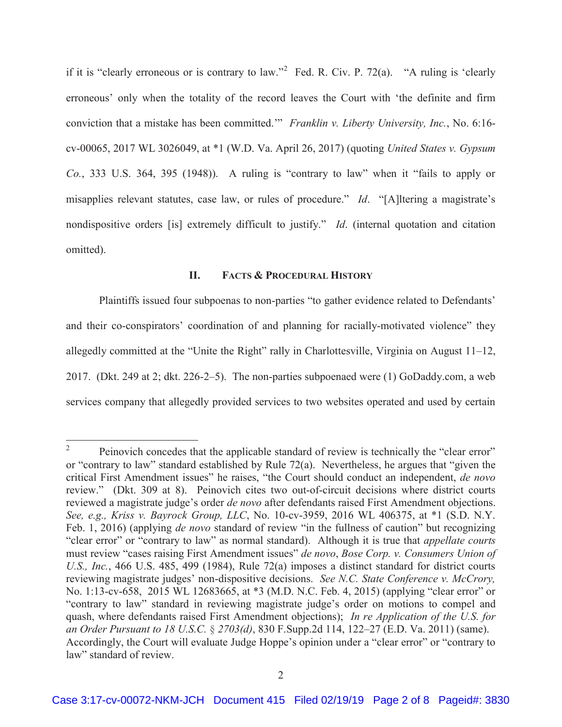if it is "clearly erroneous or is contrary to law."[2] Fed. R. Civ. P. 72(a). "A ruling is 'clearly erroneous' only when the totality of the record leaves the Court with 'the definite and firm conviction that a mistake has been committed.'" *Franklin v. Liberty University, Inc.*, No. 6:16-cv-00065, 2017 WL 3026049, at *1 (W.D. Va. April 26, 2017) (quoting *United States v. Gypsum Co.*, 333 U.S. 364, 395 (1948)). A ruling is "contrary to law" when it "fails to apply or misapplies relevant statutes, case law, or rules of procedure." *Id*. "[A]ltering a magistrate's nondispositive orders [is] extremely difficult to justify." *Id*. (internal quotation and citation omitted).

## II. Facts & Procedural History

Plaintiffs issued four subpoenas to non-parties "to gather evidence related to Defendants' and their co-conspirators' coordination of and planning for racially-motivated violence" they allegedly committed at the "Unite the Right" rally in Charlottesville, Virginia on August 11–12, 2017. (Dkt. 249 at 2; dkt. 226-2–5). The non-parties subpoenaed were (1) GoDaddy.com, a web services company that allegedly provided services to two websites operated and used by certain

---

[2] Peinovich concedes that the applicable standard of review is technically the "clear error" or "contrary to law" standard established by Rule 72(a). Nevertheless, he argues that "given the critical First Amendment issues" he raises, "the Court should conduct an independent, *de novo* review." (Dkt. 309 at 8). Peinovich cites two out-of-circuit decisions where district courts reviewed a magistrate judge's order *de novo* after defendants raised First Amendment objections. *See, e.g., Kriss v. Bayrock Group, LLC*, No. 10-cv-3959, 2016 WL 406375, at *1 (S.D. N.Y. Feb. 1, 2016) (applying *de novo* standard of review "in the fullness of caution" but recognizing "clear error" or "contrary to law" as normal standard). Although it is true that *appellate courts* must review "cases raising First Amendment issues" *de novo*, *Bose Corp. v. Consumers Union of U.S., Inc.*, 466 U.S. 485, 499 (1984), Rule 72(a) imposes a distinct standard for district courts reviewing magistrate judges' non-dispositive decisions. *See N.C. State Conference v. McCrory,* No. 1:13-cv-658, 2015 WL 12683665, at *3 (M.D. N.C. Feb. 4, 2015) (applying "clear error" or "contrary to law" standard in reviewing magistrate judge's order on motions to compel and quash, where defendants raised First Amendment objections); *In re Application of the U.S. for an Order Pursuant to 18 U.S.C. § 2703(d)*, 830 F.Supp.2d 114, 122–27 (E.D. Va. 2011) (same). Accordingly, the Court will evaluate Judge Hoppe's opinion under a "clear error" or "contrary to law" standard of review.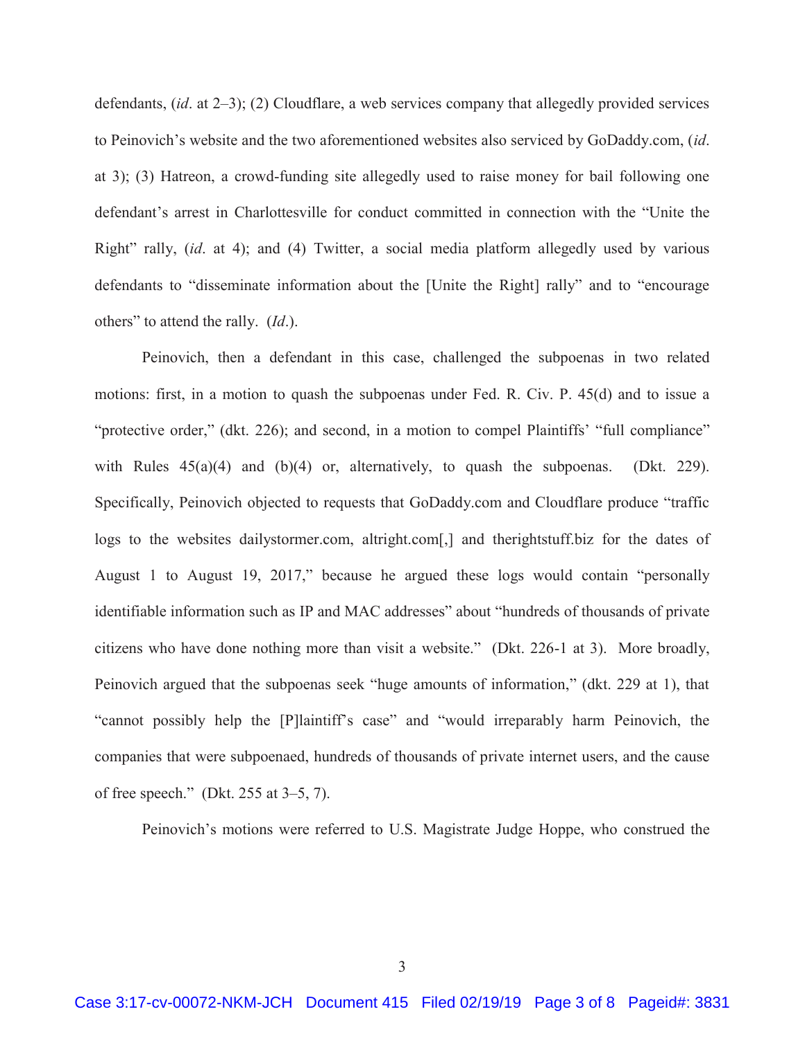defendants, (*id*. at 2–3); (2) Cloudflare, a web services company that allegedly provided services to Peinovich's website and the two aforementioned websites also serviced by GoDaddy.com, (*id*. at 3); (3) Hatreon, a crowd-funding site allegedly used to raise money for bail following one defendant's arrest in Charlottesville for conduct committed in connection with the "Unite the Right" rally, (*id*. at 4); and (4) Twitter, a social media platform allegedly used by various defendants to "disseminate information about the [Unite the Right] rally" and to "encourage others" to attend the rally. (*Id*.).

Peinovich, then a defendant in this case, challenged the subpoenas in two related motions: first, in a motion to quash the subpoenas under Fed. R. Civ. P. 45(d) and to issue a "protective order," (dkt. 226); and second, in a motion to compel Plaintiffs' "full compliance" with Rules 45(a)(4) and (b)(4) or, alternatively, to quash the subpoenas. (Dkt. 229). Specifically, Peinovich objected to requests that GoDaddy.com and Cloudflare produce "traffic logs to the websites dailystormer.com, altright.com[,] and therightstuff.biz for the dates of August 1 to August 19, 2017," because he argued these logs would contain "personally identifiable information such as IP and MAC addresses" about "hundreds of thousands of private citizens who have done nothing more than visit a website." (Dkt. 226-1 at 3). More broadly, Peinovich argued that the subpoenas seek "huge amounts of information," (dkt. 229 at 1), that "cannot possibly help the [P]laintiff's case" and "would irreparably harm Peinovich, the companies that were subpoenaed, hundreds of thousands of private internet users, and the cause of free speech." (Dkt. 255 at 3–5, 7).

Peinovich's motions were referred to U.S. Magistrate Judge Hoppe, who construed the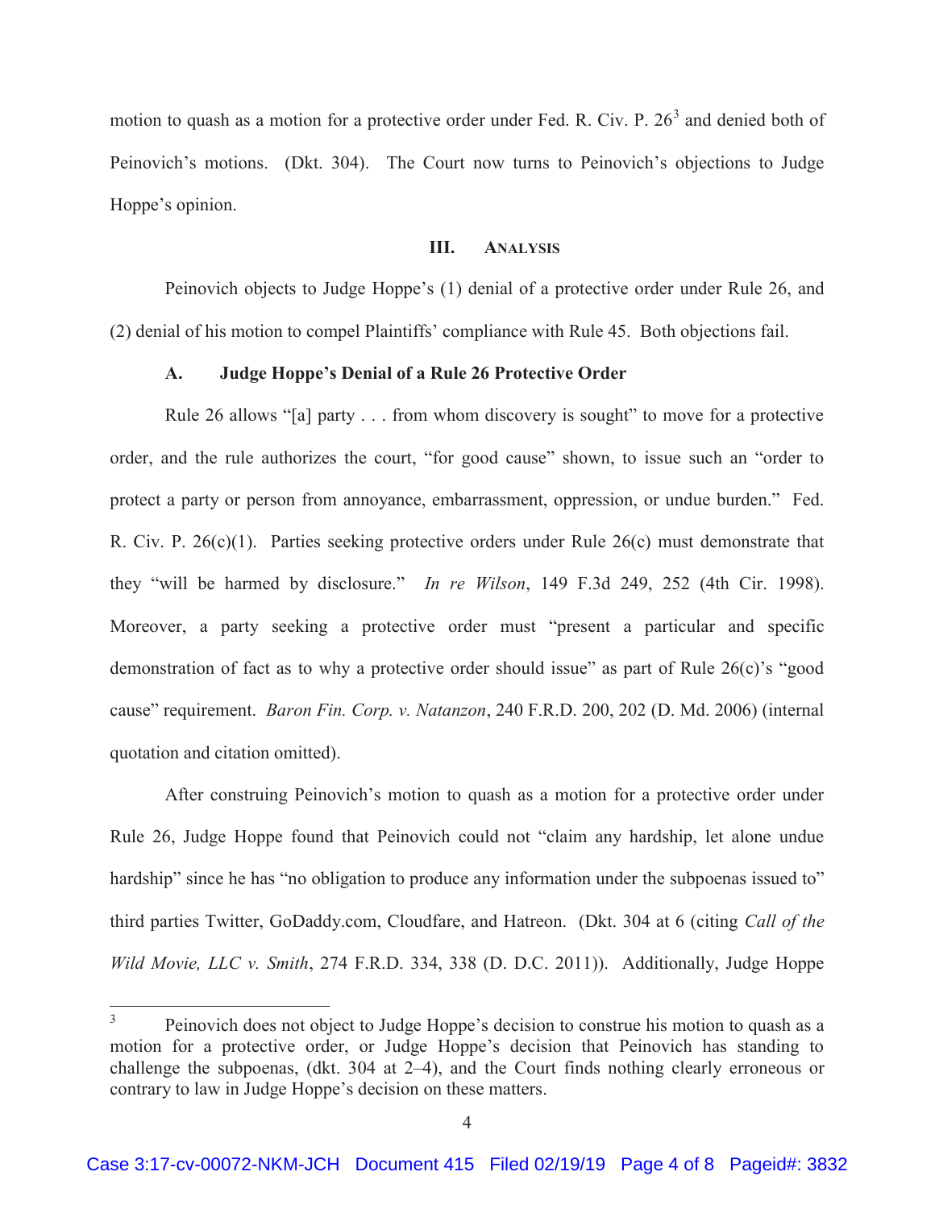motion to quash as a motion for a protective order under Fed. R. Civ. P. 26[3] and denied both of Peinovich's motions. (Dkt. 304). The Court now turns to Peinovich's objections to Judge Hoppe's opinion.

## III. Analysis

Peinovich objects to Judge Hoppe's (1) denial of a protective order under Rule 26, and (2) denial of his motion to compel Plaintiffs' compliance with Rule 45. Both objections fail.

### A. Judge Hoppe's Denial of a Rule 26 Protective Order

Rule 26 allows "[a] party . . . from whom discovery is sought" to move for a protective order, and the rule authorizes the court, "for good cause" shown, to issue such an "order to protect a party or person from annoyance, embarrassment, oppression, or undue burden." Fed. R. Civ. P. 26(c)(1). Parties seeking protective orders under Rule 26(c) must demonstrate that they "will be harmed by disclosure." *In re Wilson*, 149 F.3d 249, 252 (4th Cir. 1998). Moreover, a party seeking a protective order must "present a particular and specific demonstration of fact as to why a protective order should issue" as part of Rule 26(c)'s "good cause" requirement. *Baron Fin. Corp. v. Natanzon*, 240 F.R.D. 200, 202 (D. Md. 2006) (internal quotation and citation omitted).

After construing Peinovich's motion to quash as a motion for a protective order under Rule 26, Judge Hoppe found that Peinovich could not "claim any hardship, let alone undue hardship" since he has "no obligation to produce any information under the subpoenas issued to" third parties Twitter, GoDaddy.com, Cloudfare, and Hatreon. (Dkt. 304 at 6 (citing *Call of the Wild Movie, LLC v. Smith*, 274 F.R.D. 334, 338 (D. D.C. 2011)). Additionally, Judge Hoppe

---

[3] Peinovich does not object to Judge Hoppe's decision to construe his motion to quash as a motion for a protective order, or Judge Hoppe's decision that Peinovich has standing to challenge the subpoenas, (dkt. 304 at 2–4), and the Court finds nothing clearly erroneous or contrary to law in Judge Hoppe's decision on these matters.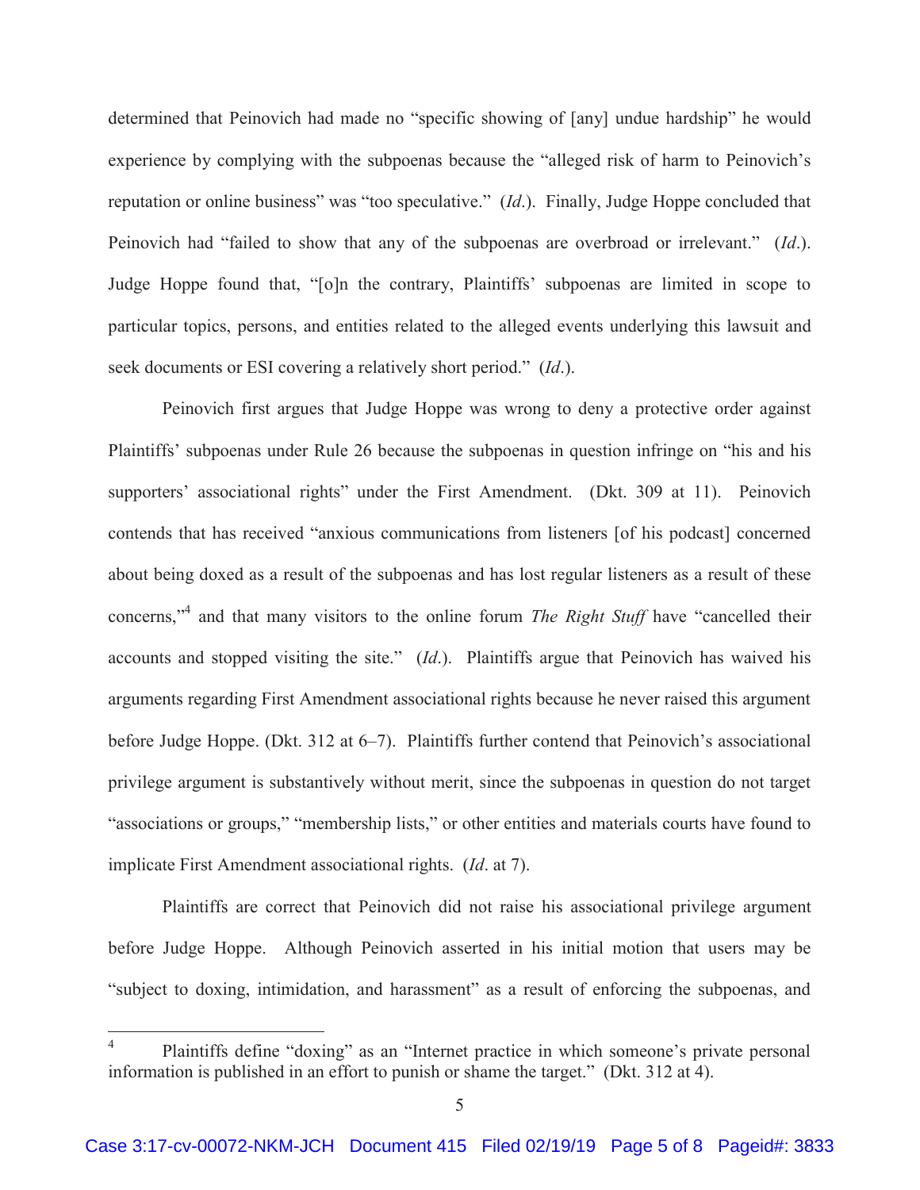determined that Peinovich had made no "specific showing of [any] undue hardship" he would experience by complying with the subpoenas because the "alleged risk of harm to Peinovich's reputation or online business" was "too speculative." (*Id*.). Finally, Judge Hoppe concluded that Peinovich had "failed to show that any of the subpoenas are overbroad or irrelevant." (*Id*.). Judge Hoppe found that, "[o]n the contrary, Plaintiffs' subpoenas are limited in scope to particular topics, persons, and entities related to the alleged events underlying this lawsuit and seek documents or ESI covering a relatively short period." (*Id*.).

Peinovich first argues that Judge Hoppe was wrong to deny a protective order against Plaintiffs' subpoenas under Rule 26 because the subpoenas in question infringe on "his and his supporters' associational rights" under the First Amendment. (Dkt. 309 at 11). Peinovich contends that has received "anxious communications from listeners [of his podcast] concerned about being doxed as a result of the subpoenas and has lost regular listeners as a result of these concerns,"[4] and that many visitors to the online forum *The Right Stuff* have "cancelled their accounts and stopped visiting the site." (*Id*.). Plaintiffs argue that Peinovich has waived his arguments regarding First Amendment associational rights because he never raised this argument before Judge Hoppe. (Dkt. 312 at 6–7). Plaintiffs further contend that Peinovich's associational privilege argument is substantively without merit, since the subpoenas in question do not target "associations or groups," "membership lists," or other entities and materials courts have found to implicate First Amendment associational rights. (*Id*. at 7).

Plaintiffs are correct that Peinovich did not raise his associational privilege argument before Judge Hoppe. Although Peinovich asserted in his initial motion that users may be "subject to doxing, intimidation, and harassment" as a result of enforcing the subpoenas, and

[4] Plaintiffs define "doxing" as an "Internet practice in which someone's private personal information is published in an effort to punish or shame the target." (Dkt. 312 at 4).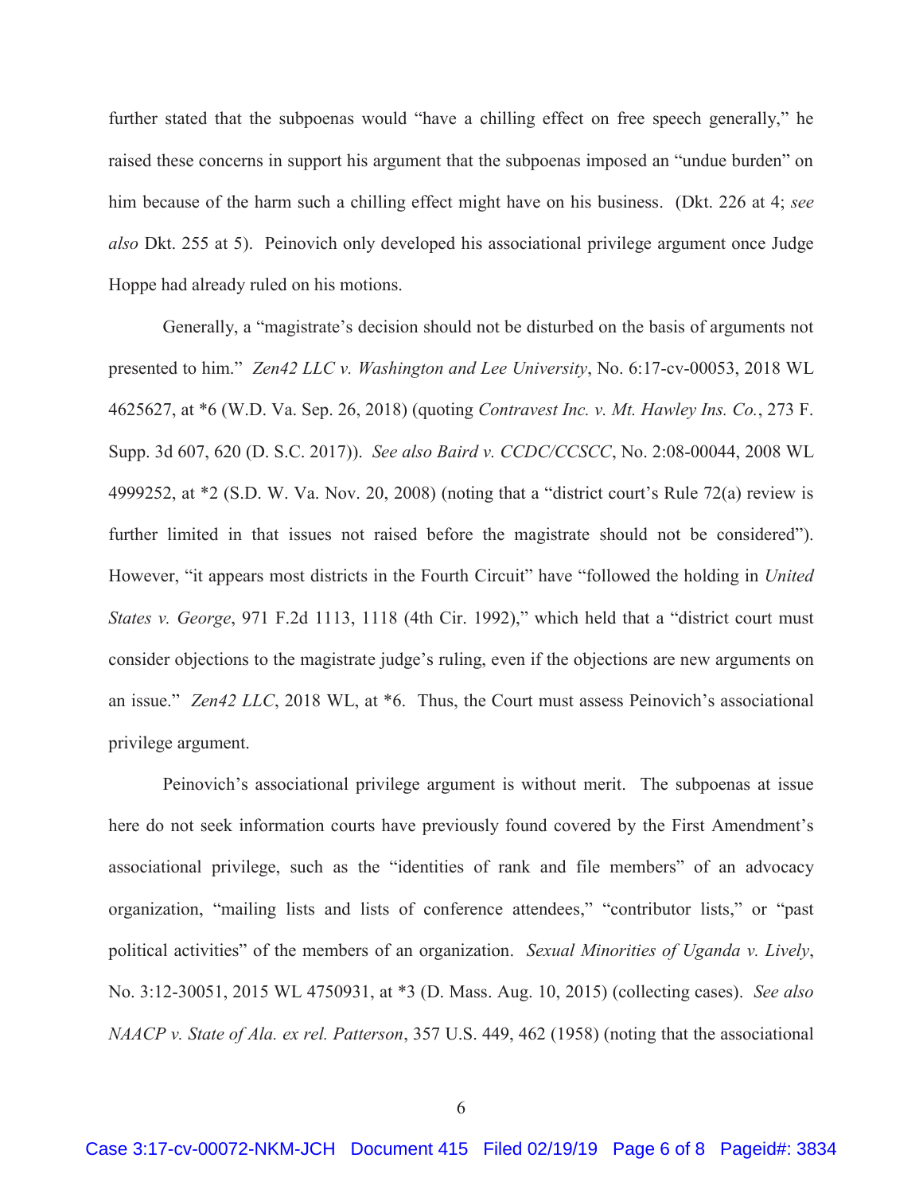further stated that the subpoenas would "have a chilling effect on free speech generally," he raised these concerns in support his argument that the subpoenas imposed an "undue burden" on him because of the harm such a chilling effect might have on his business. (Dkt. 226 at 4; *see also* Dkt. 255 at 5). Peinovich only developed his associational privilege argument once Judge Hoppe had already ruled on his motions.

Generally, a "magistrate's decision should not be disturbed on the basis of arguments not presented to him." *Zen42 LLC v. Washington and Lee University*, No. 6:17-cv-00053, 2018 WL 4625627, at *6 (W.D. Va. Sep. 26, 2018) (quoting *Contravest Inc. v. Mt. Hawley Ins. Co.*, 273 F. Supp. 3d 607, 620 (D. S.C. 2017)). *See also Baird v. CCDC/CCSCC*, No. 2:08-00044, 2008 WL 4999252, at *2 (S.D. W. Va. Nov. 20, 2008) (noting that a "district court's Rule 72(a) review is further limited in that issues not raised before the magistrate should not be considered"). However, "it appears most districts in the Fourth Circuit" have "followed the holding in *United States v. George*, 971 F.2d 1113, 1118 (4th Cir. 1992)," which held that a "district court must consider objections to the magistrate judge's ruling, even if the objections are new arguments on an issue." *Zen42 LLC*, 2018 WL, at *6. Thus, the Court must assess Peinovich's associational privilege argument.

Peinovich's associational privilege argument is without merit. The subpoenas at issue here do not seek information courts have previously found covered by the First Amendment's associational privilege, such as the "identities of rank and file members" of an advocacy organization, "mailing lists and lists of conference attendees," "contributor lists," or "past political activities" of the members of an organization. *Sexual Minorities of Uganda v. Lively*, No. 3:12-30051, 2015 WL 4750931, at *3 (D. Mass. Aug. 10, 2015) (collecting cases). *See also NAACP v. State of Ala. ex rel. Patterson*, 357 U.S. 449, 462 (1958) (noting that the associational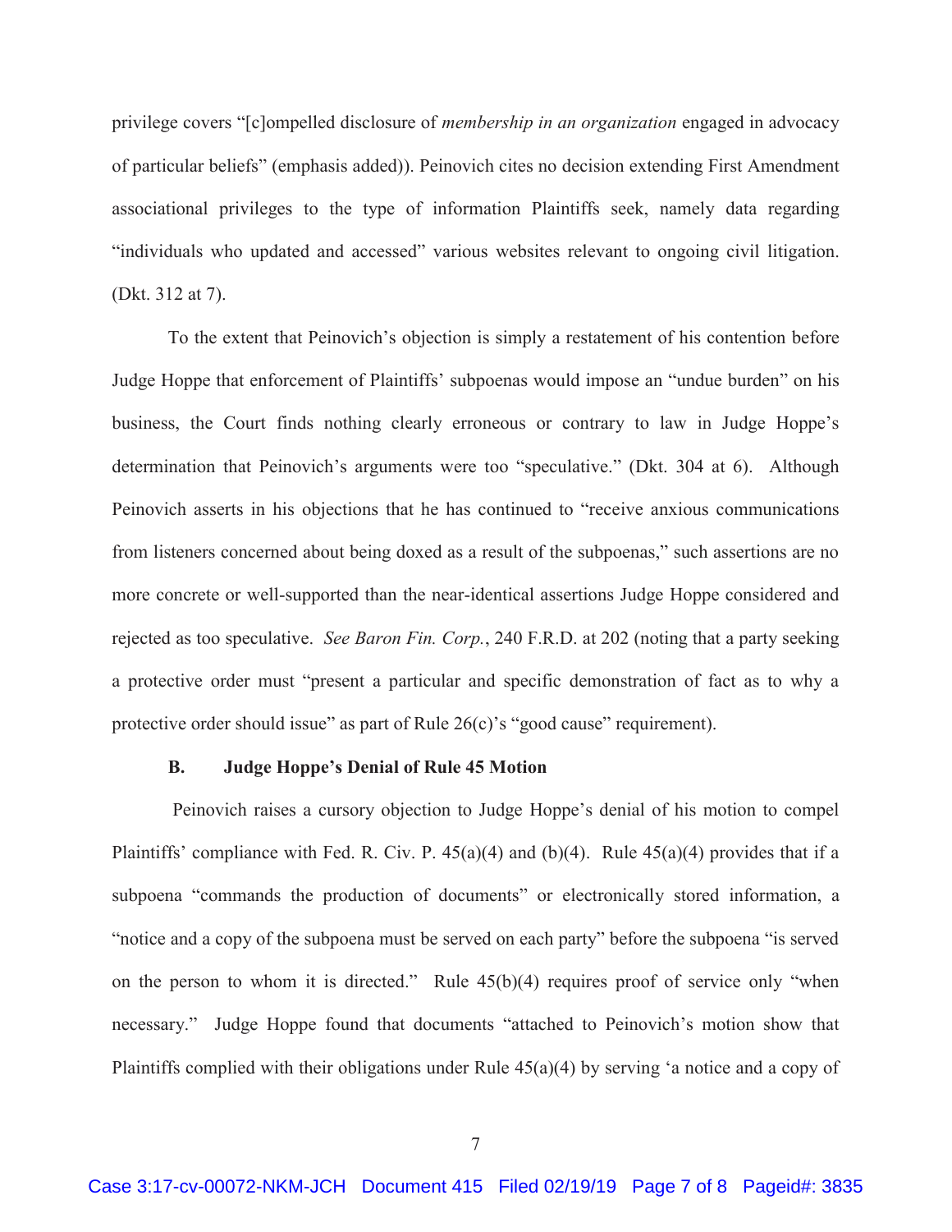privilege covers "[c]ompelled disclosure of *membership in an organization* engaged in advocacy of particular beliefs" (emphasis added)). Peinovich cites no decision extending First Amendment associational privileges to the type of information Plaintiffs seek, namely data regarding "individuals who updated and accessed" various websites relevant to ongoing civil litigation. (Dkt. 312 at 7).

To the extent that Peinovich's objection is simply a restatement of his contention before Judge Hoppe that enforcement of Plaintiffs' subpoenas would impose an "undue burden" on his business, the Court finds nothing clearly erroneous or contrary to law in Judge Hoppe's determination that Peinovich's arguments were too "speculative." (Dkt. 304 at 6). Although Peinovich asserts in his objections that he has continued to "receive anxious communications from listeners concerned about being doxed as a result of the subpoenas," such assertions are no more concrete or well-supported than the near-identical assertions Judge Hoppe considered and rejected as too speculative. *See Baron Fin. Corp.*, 240 F.R.D. at 202 (noting that a party seeking a protective order must "present a particular and specific demonstration of fact as to why a protective order should issue" as part of Rule 26(c)'s "good cause" requirement).

**B. Judge Hoppe's Denial of Rule 45 Motion**

Peinovich raises a cursory objection to Judge Hoppe's denial of his motion to compel Plaintiffs' compliance with Fed. R. Civ. P. 45(a)(4) and (b)(4). Rule 45(a)(4) provides that if a subpoena "commands the production of documents" or electronically stored information, a "notice and a copy of the subpoena must be served on each party" before the subpoena "is served on the person to whom it is directed." Rule 45(b)(4) requires proof of service only "when necessary." Judge Hoppe found that documents "attached to Peinovich's motion show that Plaintiffs complied with their obligations under Rule 45(a)(4) by serving 'a notice and a copy of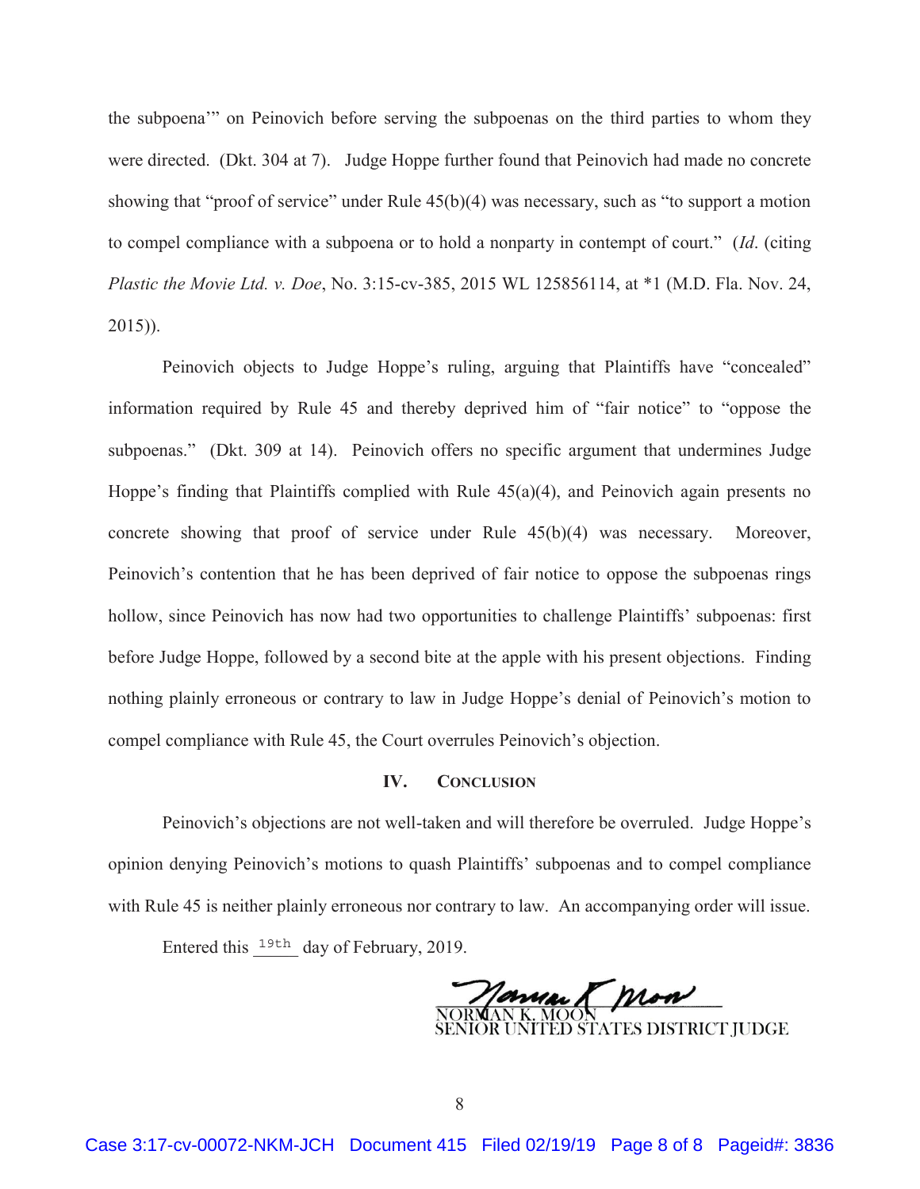the subpoena'" on Peinovich before serving the subpoenas on the third parties to whom they were directed. (Dkt. 304 at 7). Judge Hoppe further found that Peinovich had made no concrete showing that "proof of service" under Rule 45(b)(4) was necessary, such as "to support a motion to compel compliance with a subpoena or to hold a nonparty in contempt of court." (*Id*. (citing *Plastic the Movie Ltd. v. Doe*, No. 3:15-cv-385, 2015 WL 125856114, at *1 (M.D. Fla. Nov. 24, 2015)).

Peinovich objects to Judge Hoppe's ruling, arguing that Plaintiffs have "concealed" information required by Rule 45 and thereby deprived him of "fair notice" to "oppose the subpoenas." (Dkt. 309 at 14). Peinovich offers no specific argument that undermines Judge Hoppe's finding that Plaintiffs complied with Rule 45(a)(4), and Peinovich again presents no concrete showing that proof of service under Rule 45(b)(4) was necessary. Moreover, Peinovich's contention that he has been deprived of fair notice to oppose the subpoenas rings hollow, since Peinovich has now had two opportunities to challenge Plaintiffs' subpoenas: first before Judge Hoppe, followed by a second bite at the apple with his present objections. Finding nothing plainly erroneous or contrary to law in Judge Hoppe's denial of Peinovich's motion to compel compliance with Rule 45, the Court overrules Peinovich's objection.

## IV. Conclusion

Peinovich's objections are not well-taken and will therefore be overruled. Judge Hoppe's opinion denying Peinovich's motions to quash Plaintiffs' subpoenas and to compel compliance with Rule 45 is neither plainly erroneous nor contrary to law. An accompanying order will issue.

Entered this 19th day of February, 2019.

NORMAN K. MOON
SENIOR UNITED STATES DISTRICT JUDGE